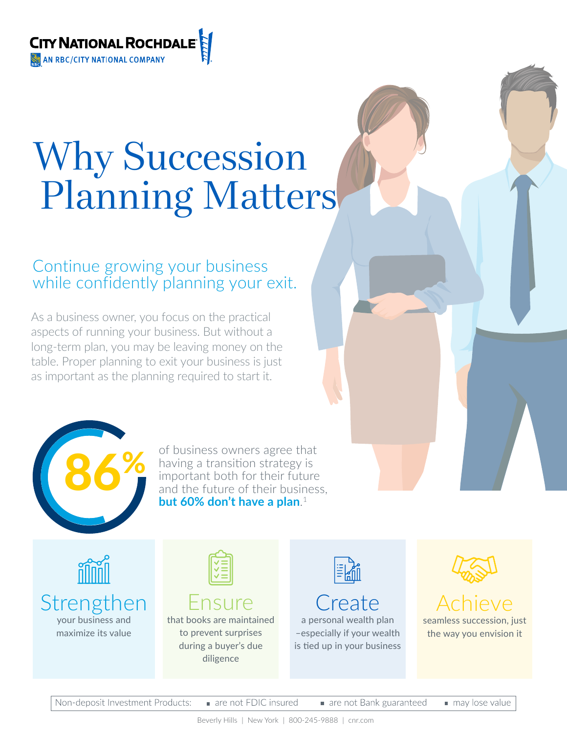CITY NATIONAL ROCHDALE
AN RBC/CITY NATIONAL COMPANY

# Why Succession Planning Matters

## Continue growing your business while confidently planning your exit.

As a business owner, you focus on the practical aspects of running your business. But without a long-term plan, you may be leaving money on the table. Proper planning to exit your business is just as important as the planning required to start it.

**86%** of business owners agree that having a transition strategy is important both for their future and the future of their business, **but 60% don't have a plan**.[1]

### Strengthen
your business and maximize its value

### Ensure
that books are maintained to prevent surprises during a buyer's due diligence

### Create
a personal wealth plan –especially if your wealth is tied up in your business

### Achieve
seamless succession, just the way you envision it

Non-deposit Investment Products: ▪ are not FDIC insured ▪ are not Bank guaranteed ▪ may lose value

Beverly Hills | New York | 800-245-9888 | cnr.com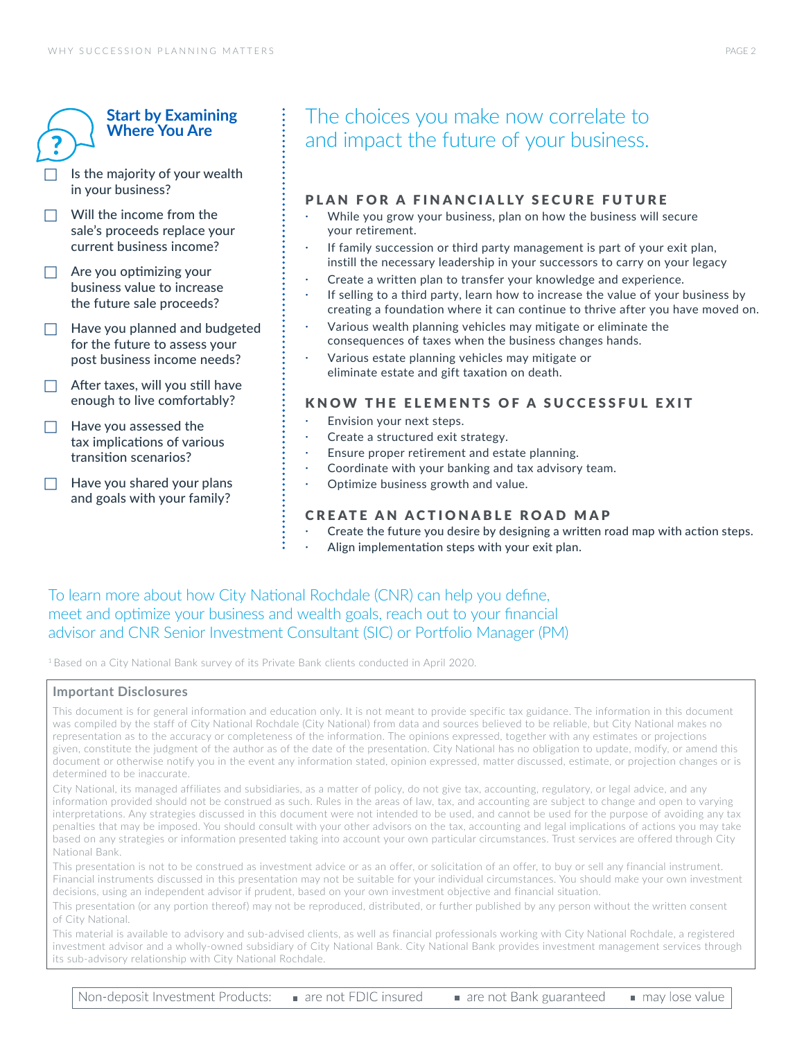## Start by Examining Where You Are

- ☐ Is the majority of your wealth in your business?
- ☐ Will the income from the sale's proceeds replace your current business income?
- ☐ Are you optimizing your business value to increase the future sale proceeds?
- ☐ Have you planned and budgeted for the future to assess your post business income needs?
- ☐ After taxes, will you still have enough to live comfortably?
- ☐ Have you assessed the tax implications of various transition scenarios?
- ☐ Have you shared your plans and goals with your family?

# The choices you make now correlate to and impact the future of your business.

### PLAN FOR A FINANCIALLY SECURE FUTURE

- While you grow your business, plan on how the business will secure your retirement.
- If family succession or third party management is part of your exit plan, instill the necessary leadership in your successors to carry on your legacy
- Create a written plan to transfer your knowledge and experience.
- If selling to a third party, learn how to increase the value of your business by creating a foundation where it can continue to thrive after you have moved on.
- Various wealth planning vehicles may mitigate or eliminate the consequences of taxes when the business changes hands.
- Various estate planning vehicles may mitigate or eliminate estate and gift taxation on death.

### KNOW THE ELEMENTS OF A SUCCESSFUL EXIT

- Envision your next steps.
- Create a structured exit strategy.
- Ensure proper retirement and estate planning.
- Coordinate with your banking and tax advisory team.
- Optimize business growth and value.

### CREATE AN ACTIONABLE ROAD MAP

- Create the future you desire by designing a written road map with action steps.
- Align implementation steps with your exit plan.

To learn more about how City National Rochdale (CNR) can help you define, meet and optimize your business and wealth goals, reach out to your financial advisor and CNR Senior Investment Consultant (SIC) or Portfolio Manager (PM)

[1] Based on a City National Bank survey of its Private Bank clients conducted in April 2020.

**Important Disclosures**

This document is for general information and education only. It is not meant to provide specific tax guidance. The information in this document was compiled by the staff of City National Rochdale (City National) from data and sources believed to be reliable, but City National makes no representation as to the accuracy or completeness of the information. The opinions expressed, together with any estimates or projections given, constitute the judgment of the author as of the date of the presentation. City National has no obligation to update, modify, or amend this document or otherwise notify you in the event any information stated, opinion expressed, matter discussed, estimate, or projection changes or is determined to be inaccurate.

City National, its managed affiliates and subsidiaries, as a matter of policy, do not give tax, accounting, regulatory, or legal advice, and any information provided should not be construed as such. Rules in the areas of law, tax, and accounting are subject to change and open to varying interpretations. Any strategies discussed in this document were not intended to be used, and cannot be used for the purpose of avoiding any tax penalties that may be imposed. You should consult with your other advisors on the tax, accounting and legal implications of actions you may take based on any strategies or information presented taking into account your own particular circumstances. Trust services are offered through City National Bank.

This presentation is not to be construed as investment advice or as an offer, or solicitation of an offer, to buy or sell any financial instrument. Financial instruments discussed in this presentation may not be suitable for your individual circumstances. You should make your own investment decisions, using an independent advisor if prudent, based on your own investment objective and financial situation.

This presentation (or any portion thereof) may not be reproduced, distributed, or further published by any person without the written consent of City National.

This material is available to advisory and sub-advised clients, as well as financial professionals working with City National Rochdale, a registered investment advisor and a wholly-owned subsidiary of City National Bank. City National Bank provides investment management services through its sub-advisory relationship with City National Rochdale.

Non-deposit Investment Products: ■ are not FDIC insured ■ are not Bank guaranteed ■ may lose value